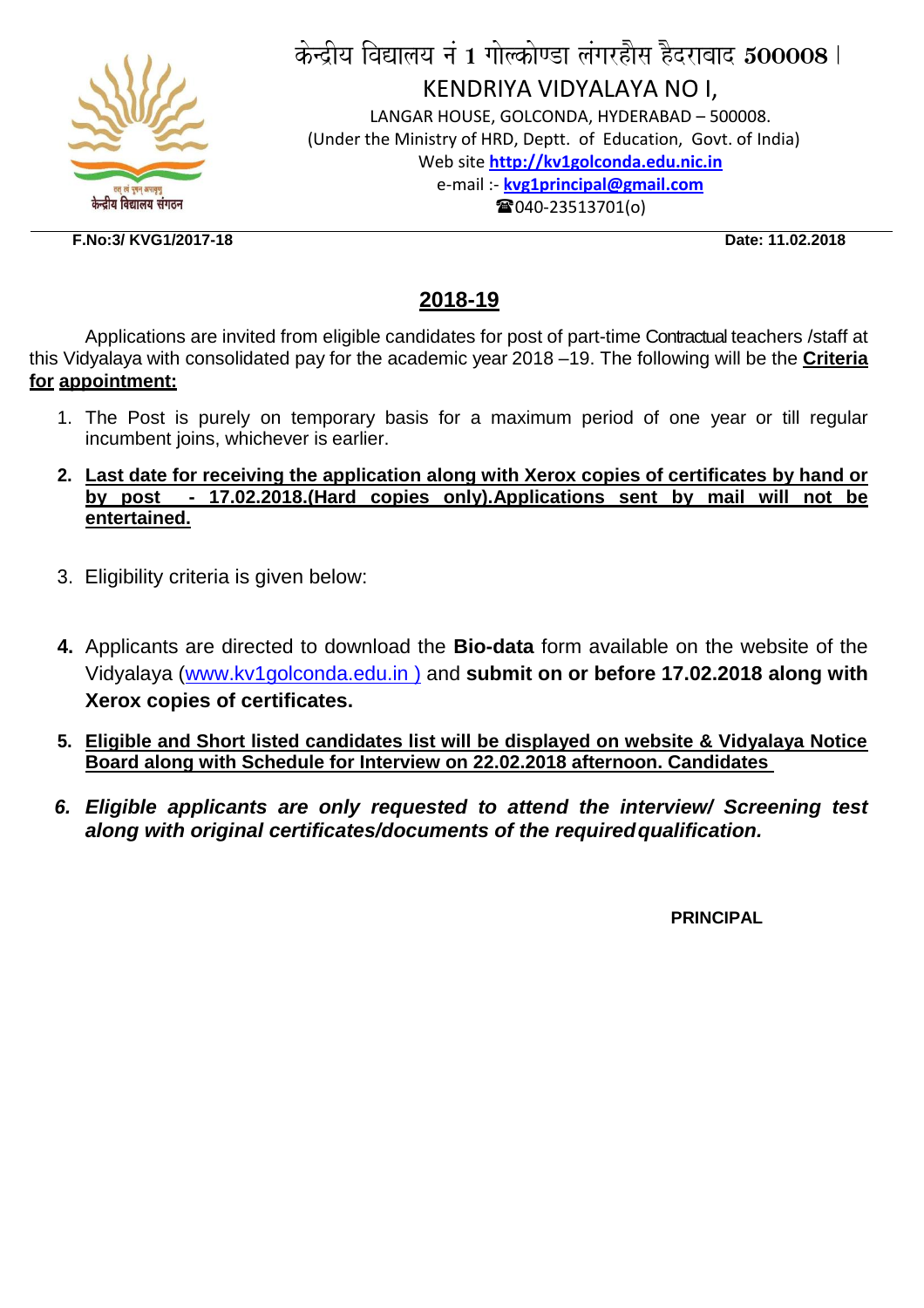केन्द्रीय विद्यालय नं 1 गोल्कोण्डा लंगरहौस हैदराबाद 500008 I

KENDRIYA VIDYALAYA NO I,

LANGAR HOUSE, GOLCONDA, HYDERABAD – 500008.

(Under the Ministry of HRD, Deptt. of Education, Govt. of India)

Web site **http://kv1golconda.edu.nic.in**

e-mail :- **kvg1principal@gmail.com**

☎040-23513701(o)

**F.No:3/ KVG1/2017-18** **Date: 11.02.2018**

## 2018-19

Applications are invited from eligible candidates for post of part-time Contractual teachers /staff at this Vidyalaya with consolidated pay for the academic year 2018 –19. The following will be the **Criteria for appointment:**

1. The Post is purely on temporary basis for a maximum period of one year or till regular incumbent joins, whichever is earlier.
2. **Last date for receiving the application along with Xerox copies of certificates by hand or by post - 17.02.2018.(Hard copies only).Applications sent by mail will not be entertained.**
3. Eligibility criteria is given below:
4. Applicants are directed to download the **Bio-data** form available on the website of the Vidyalaya (www.kv1golconda.edu.in ) and **submit on or before 17.02.2018 along with Xerox copies of certificates.**
5. **Eligible and Short listed candidates list will be displayed on website & Vidyalaya Notice Board along with Schedule for Interview on 22.02.2018 afternoon. Candidates**
6. ***Eligible applicants are only requested to attend the interview/ Screening test along with original certificates/documents of the required qualification.***

**PRINCIPAL**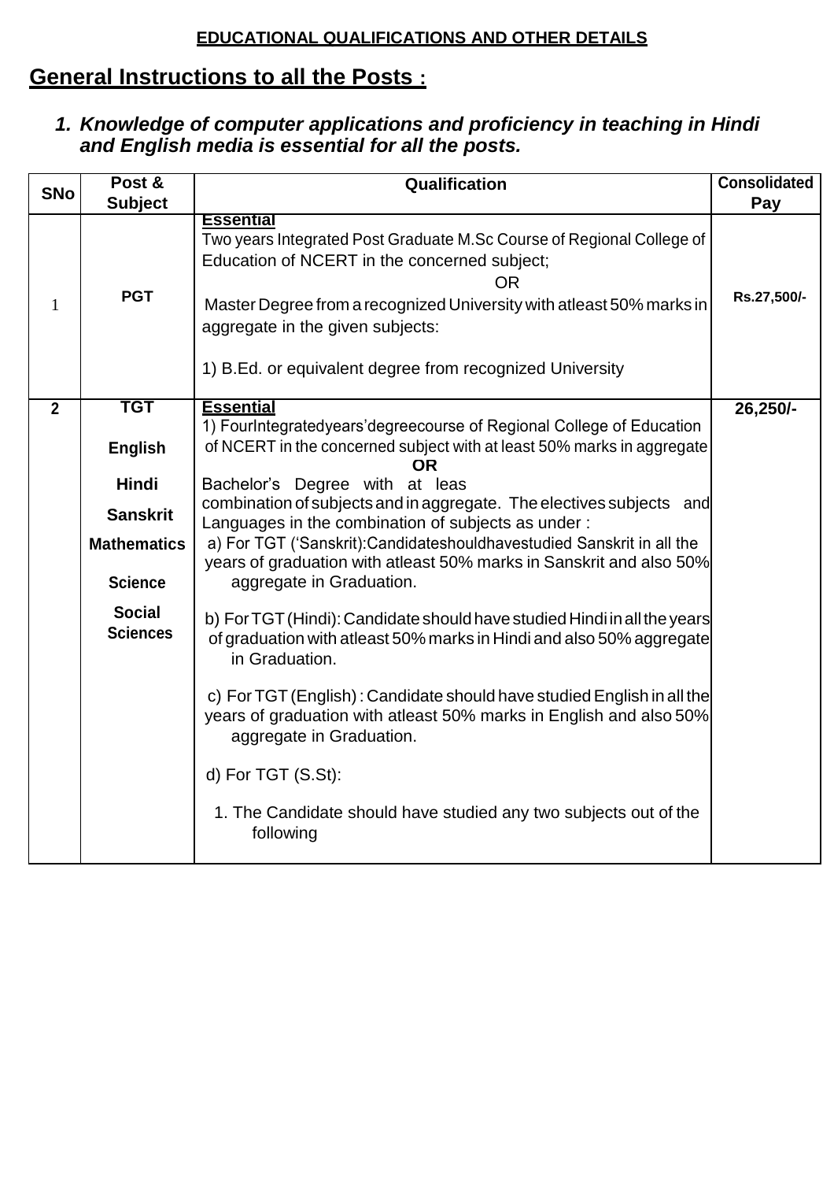**EDUCATIONAL QUALIFICATIONS AND OTHER DETAILS**

## General Instructions to all the Posts :

1. ***Knowledge of computer applications and proficiency in teaching in Hindi and English media is essential for all the posts.***

| SNo | Post & Subject | Qualification | Consolidated Pay |
|---|---|---|---|
| 1 | **PGT** | **Essential**<br>Two years Integrated Post Graduate M.Sc Course of Regional College of Education of NCERT in the concerned subject;<br>OR<br>Master Degree from a recognized University with atleast 50% marks in aggregate in the given subjects:<br><br>1) B.Ed. or equivalent degree from recognized University | Rs.27,500/- |
| **2** | **TGT**<br><br>**English**<br><br>**Hindi**<br><br>**Sanskrit**<br><br>**Mathematics**<br><br>**Science**<br><br>**Social Sciences** | **Essential**<br>1) FourIntegratedyears'degreecourse of Regional College of Education of NCERT in the concerned subject with at least 50% marks in aggregate<br>**OR**<br>Bachelor's Degree with at leas combination of subjects and in aggregate. The electives subjects and Languages in the combination of subjects as under :<br>a) For TGT ('Sanskrit):Candidateshouldhavestudied Sanskrit in all the years of graduation with atleast 50% marks in Sanskrit and also 50% aggregate in Graduation.<br><br>b) For TGT (Hindi): Candidate should have studied Hindi in all the years of graduation with atleast 50% marks in Hindi and also 50% aggregate in Graduation.<br><br>c) For TGT (English) : Candidate should have studied English in all the years of graduation with atleast 50% marks in English and also 50% aggregate in Graduation.<br><br>d) For TGT (S.St):<br><br>1. The Candidate should have studied any two subjects out of the following | **26,250/-** |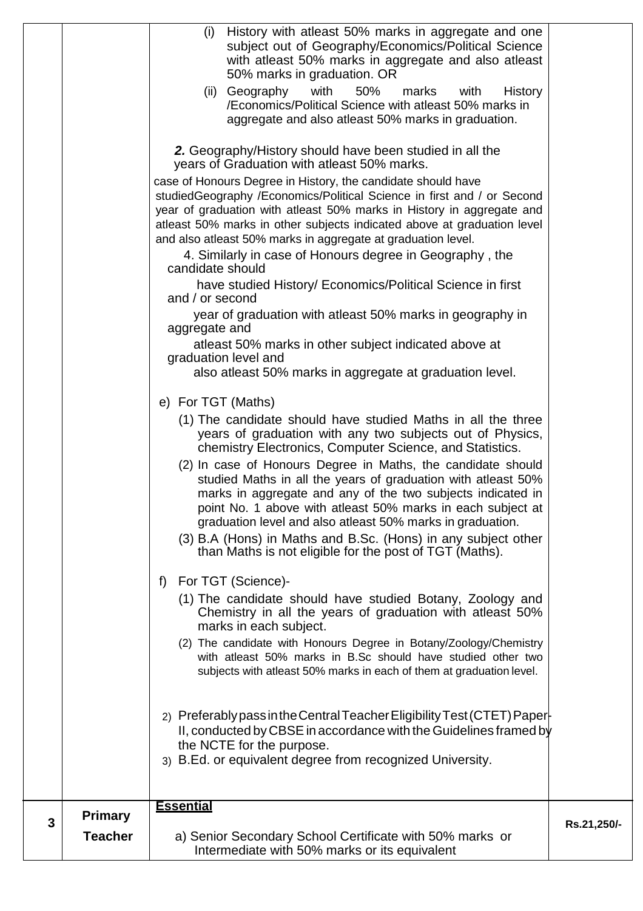| | | | |
|---|---|---|---|
| | | (i) History with atleast 50% marks in aggregate and one subject out of Geography/Economics/Political Science with atleast 50% marks in aggregate and also atleast 50% marks in graduation. OR<br>(ii) Geography with 50% marks with History /Economics/Political Science with atleast 50% marks in aggregate and also atleast 50% marks in graduation.<br><br>***2.*** Geography/History should have been studied in all the years of Graduation with atleast 50% marks.<br>case of Honours Degree in History, the candidate should have studiedGeography /Economics/Political Science in first and / or Second year of graduation with atleast 50% marks in History in aggregate and atleast 50% marks in other subjects indicated above at graduation level and also atleast 50% marks in aggregate at graduation level.<br>4. Similarly in case of Honours degree in Geography , the candidate should have studied History/ Economics/Political Science in first and / or second year of graduation with atleast 50% marks in geography in aggregate and atleast 50% marks in other subject indicated above at graduation level and also atleast 50% marks in aggregate at graduation level.<br><br>e) For TGT (Maths)<br>(1) The candidate should have studied Maths in all the three years of graduation with any two subjects out of Physics, chemistry Electronics, Computer Science, and Statistics.<br>(2) In case of Honours Degree in Maths, the candidate should studied Maths in all the years of graduation with atleast 50% marks in aggregate and any of the two subjects indicated in point No. 1 above with atleast 50% marks in each subject at graduation level and also atleast 50% marks in graduation.<br>(3) B.A (Hons) in Maths and B.Sc. (Hons) in any subject other than Maths is not eligible for the post of TGT (Maths).<br><br>f) For TGT (Science)-<br>(1) The candidate should have studied Botany, Zoology and Chemistry in all the years of graduation with atleast 50% marks in each subject.<br>(2) The candidate with Honours Degree in Botany/Zoology/Chemistry with atleast 50% marks in B.Sc should have studied other two subjects with atleast 50% marks in each of them at graduation level.<br><br>2) Preferably pass in the Central Teacher Eligibility Test (CTET) Paper-II, conducted by CBSE in accordance with the Guidelines framed by the NCTE for the purpose.<br>3) B.Ed. or equivalent degree from recognized University. | |
| **3** | **Primary Teacher** | **Essential**<br>a) Senior Secondary School Certificate with 50% marks or Intermediate with 50% marks or its equivalent | **Rs.21,250/-** |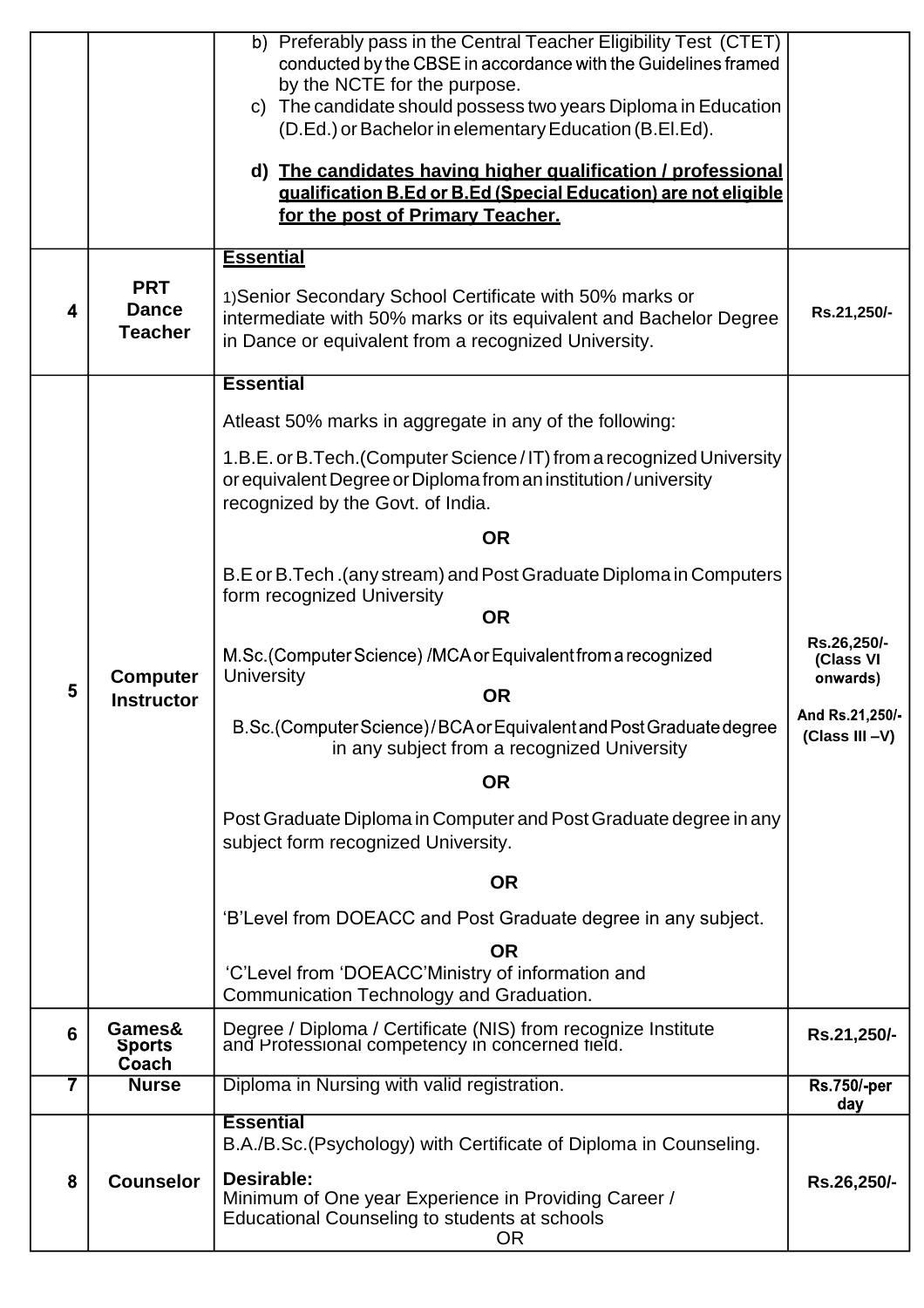| | | | |
|---|---|---|---|
| | | b) Preferably pass in the Central Teacher Eligibility Test (CTET) conducted by the CBSE in accordance with the Guidelines framed by the NCTE for the purpose.<br>c) The candidate should possess two years Diploma in Education (D.Ed.) or Bachelor in elementary Education (B.El.Ed).<br>**d) <u>The candidates having higher qualification / professional qualification B.Ed or B.Ed (Special Education) are not eligible for the post of Primary Teacher.</u>** | |
| **4** | **PRT Dance Teacher** | **<u>Essential</u>**<br>1)Senior Secondary School Certificate with 50% marks or intermediate with 50% marks or its equivalent and Bachelor Degree in Dance or equivalent from a recognized University. | **Rs.21,250/-** |
| **5** | **Computer Instructor** | **Essential**<br>Atleast 50% marks in aggregate in any of the following:<br>1.B.E. or B.Tech.(Computer Science / IT) from a recognized University or equivalent Degree or Diploma from an institution / university recognized by the Govt. of India.<br>**OR**<br>B.E or B.Tech .(any stream) and Post Graduate Diploma in Computers form recognized University<br>**OR**<br>M.Sc.(Computer Science) /MCA or Equivalent from a recognized University<br>**OR**<br>B.Sc.(Computer Science) / BCA or Equivalent and Post Graduate degree in any subject from a recognized University<br>**OR**<br>Post Graduate Diploma in Computer and Post Graduate degree in any subject form recognized University.<br>**OR**<br>'B'Level from DOEACC and Post Graduate degree in any subject.<br>**OR**<br>'C'Level from 'DOEACC'Ministry of information and Communication Technology and Graduation. | **Rs.26,250/- (Class VI onwards)**<br>**And Rs.21,250/- (Class III –V)** |
| **6** | **Games& Sports Coach** | Degree / Diploma / Certificate (NIS) from recognize Institute and Professional competency in concerned field. | **Rs.21,250/-** |
| **7** | **Nurse** | Diploma in Nursing with valid registration. | **Rs.750/-per day** |
| **8** | **Counselor** | **Essential**<br>B.A./B.Sc.(Psychology) with Certificate of Diploma in Counseling.<br>**Desirable:**<br>Minimum of One year Experience in Providing Career / Educational Counseling to students at schools<br>OR | **Rs.26,250/-** |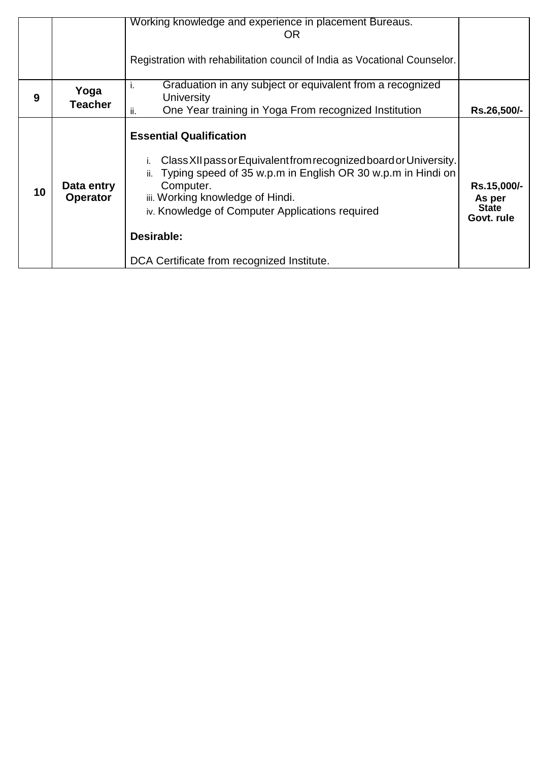| | | | |
|---|---|---|---|
| | | Working knowledge and experience in placement Bureaus.<br>OR<br>Registration with rehabilitation council of India as Vocational Counselor. | |
| **9** | **Yoga Teacher** | i. Graduation in any subject or equivalent from a recognized University<br>ii. One Year training in Yoga From recognized Institution | **Rs.26,500/-** |
| **10** | **Data entry Operator** | **Essential Qualification**<br>i. Class XII pass or Equivalent from recognized board or University.<br>ii. Typing speed of 35 w.p.m in English OR 30 w.p.m in Hindi on Computer.<br>iii. Working knowledge of Hindi.<br>iv. Knowledge of Computer Applications required<br>**Desirable:**<br>DCA Certificate from recognized Institute. | **Rs.15,000/- As per State Govt. rule** |